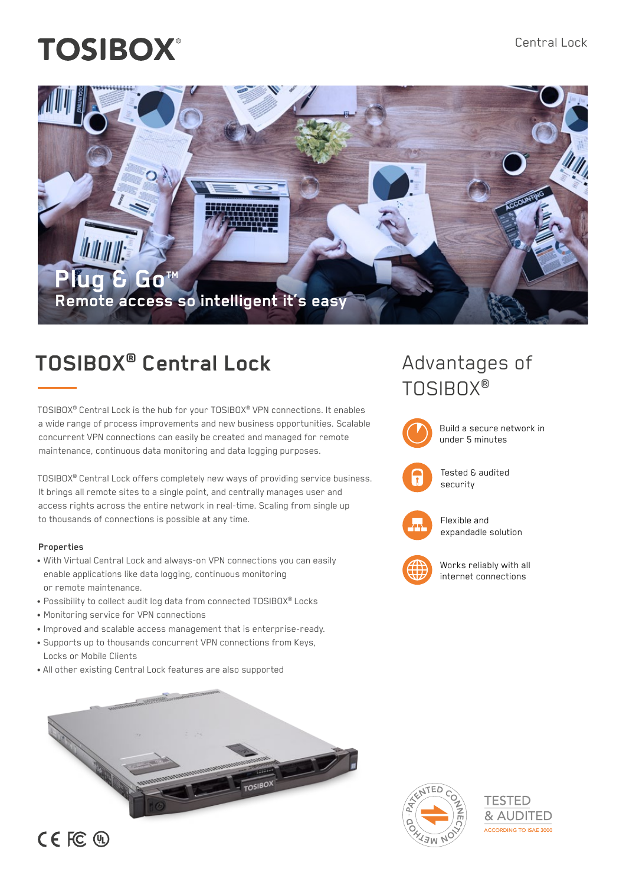# TOSIBOX®

Central Lock

**Plug & Go™**
**Remote access so intelligent it's easy**

## TOSIBOX® Central Lock

TOSIBOX® Central Lock is the hub for your TOSIBOX® VPN connections. It enables a wide range of process improvements and new business opportunities. Scalable concurrent VPN connections can easily be created and managed for remote maintenance, continuous data monitoring and data logging purposes.

TOSIBOX® Central Lock offers completely new ways of providing service business. It brings all remote sites to a single point, and centrally manages user and access rights across the entire network in real-time. Scaling from single up to thousands of connections is possible at any time.

**Properties**

- With Virtual Central Lock and always-on VPN connections you can easily enable applications like data logging, continuous monitoring or remote maintenance.
- Possibility to collect audit log data from connected TOSIBOX® Locks
- Monitoring service for VPN connections
- Improved and scalable access management that is enterprise-ready.
- Supports up to thousands concurrent VPN connections from Keys, Locks or Mobile Clients
- All other existing Central Lock features are also supported

## Advantages of TOSIBOX®

- Build a secure network in under 5 minutes
- Tested & audited security
- Flexible and expandadle solution
- Works reliably with all internet connections

PATENTED CONNECTION METHOD

TESTED & AUDITED
ACCORDING TO ISAE 3000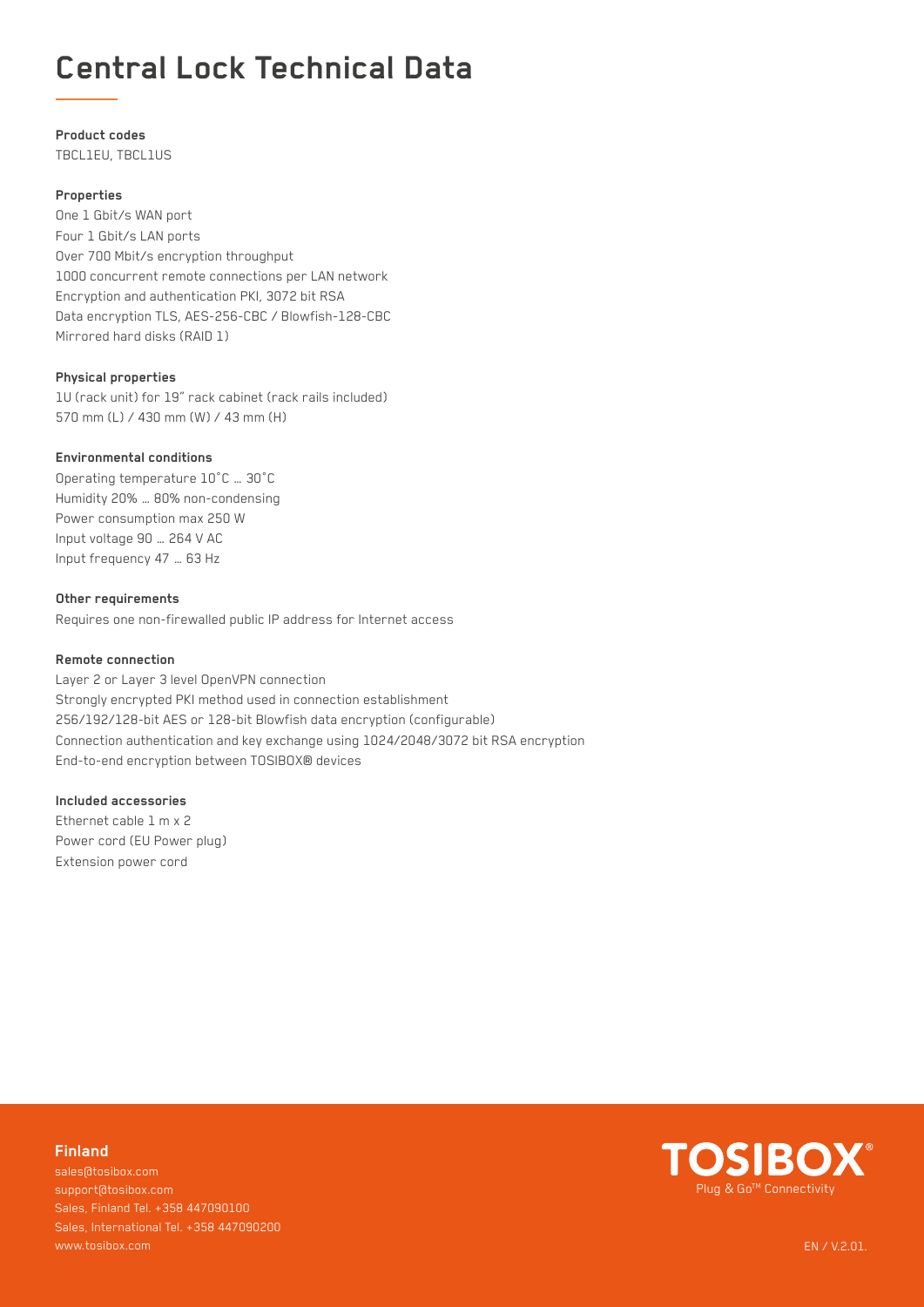# Central Lock Technical Data

**Product codes**

TBCL1EU, TBCL1US

**Properties**

One 1 Gbit/s WAN port
Four 1 Gbit/s LAN ports
Over 700 Mbit/s encryption throughput
1000 concurrent remote connections per LAN network
Encryption and authentication PKI, 3072 bit RSA
Data encryption TLS, AES-256-CBC / Blowfish-128-CBC
Mirrored hard disks (RAID 1)

**Physical properties**

1U (rack unit) for 19" rack cabinet (rack rails included)
570 mm (L) / 430 mm (W) / 43 mm (H)

**Environmental conditions**

Operating temperature 10˚C … 30˚C
Humidity 20% … 80% non-condensing
Power consumption max 250 W
Input voltage 90 … 264 V AC
Input frequency 47 … 63 Hz

**Other requirements**

Requires one non-firewalled public IP address for Internet access

**Remote connection**

Layer 2 or Layer 3 level OpenVPN connection
Strongly encrypted PKI method used in connection establishment
256/192/128-bit AES or 128-bit Blowfish data encryption (configurable)
Connection authentication and key exchange using 1024/2048/3072 bit RSA encryption
End-to-end encryption between TOSIBOX® devices

**Included accessories**

Ethernet cable 1 m x 2
Power cord (EU Power plug)
Extension power cord

**Finland**

sales@tosibox.com
support@tosibox.com
Sales, Finland Tel. +358 447090100
Sales, International Tel. +358 447090200
www.tosibox.com

TOSIBOX®
Plug & Go™ Connectivity

EN / V.2.01.